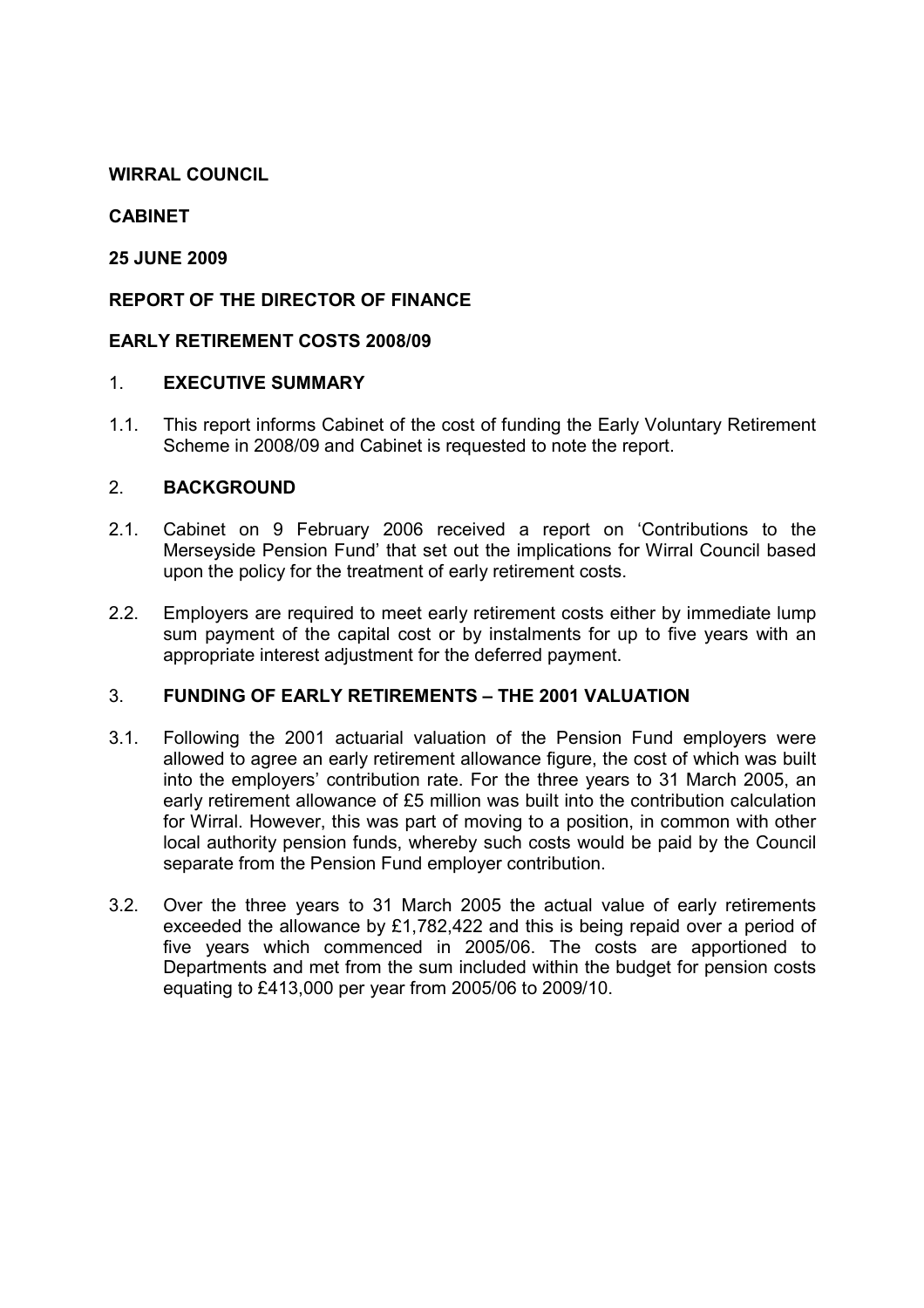**WIRRAL COUNCIL**

**CABINET**

**25 JUNE 2009**

**REPORT OF THE DIRECTOR OF FINANCE**

**EARLY RETIREMENT COSTS 2008/09**

## 1. EXECUTIVE SUMMARY

1.1. This report informs Cabinet of the cost of funding the Early Voluntary Retirement Scheme in 2008/09 and Cabinet is requested to note the report.

## 2. BACKGROUND

2.1. Cabinet on 9 February 2006 received a report on 'Contributions to the Merseyside Pension Fund' that set out the implications for Wirral Council based upon the policy for the treatment of early retirement costs.

2.2. Employers are required to meet early retirement costs either by immediate lump sum payment of the capital cost or by instalments for up to five years with an appropriate interest adjustment for the deferred payment.

## 3. FUNDING OF EARLY RETIREMENTS – THE 2001 VALUATION

3.1. Following the 2001 actuarial valuation of the Pension Fund employers were allowed to agree an early retirement allowance figure, the cost of which was built into the employers' contribution rate. For the three years to 31 March 2005, an early retirement allowance of £5 million was built into the contribution calculation for Wirral. However, this was part of moving to a position, in common with other local authority pension funds, whereby such costs would be paid by the Council separate from the Pension Fund employer contribution.

3.2. Over the three years to 31 March 2005 the actual value of early retirements exceeded the allowance by £1,782,422 and this is being repaid over a period of five years which commenced in 2005/06. The costs are apportioned to Departments and met from the sum included within the budget for pension costs equating to £413,000 per year from 2005/06 to 2009/10.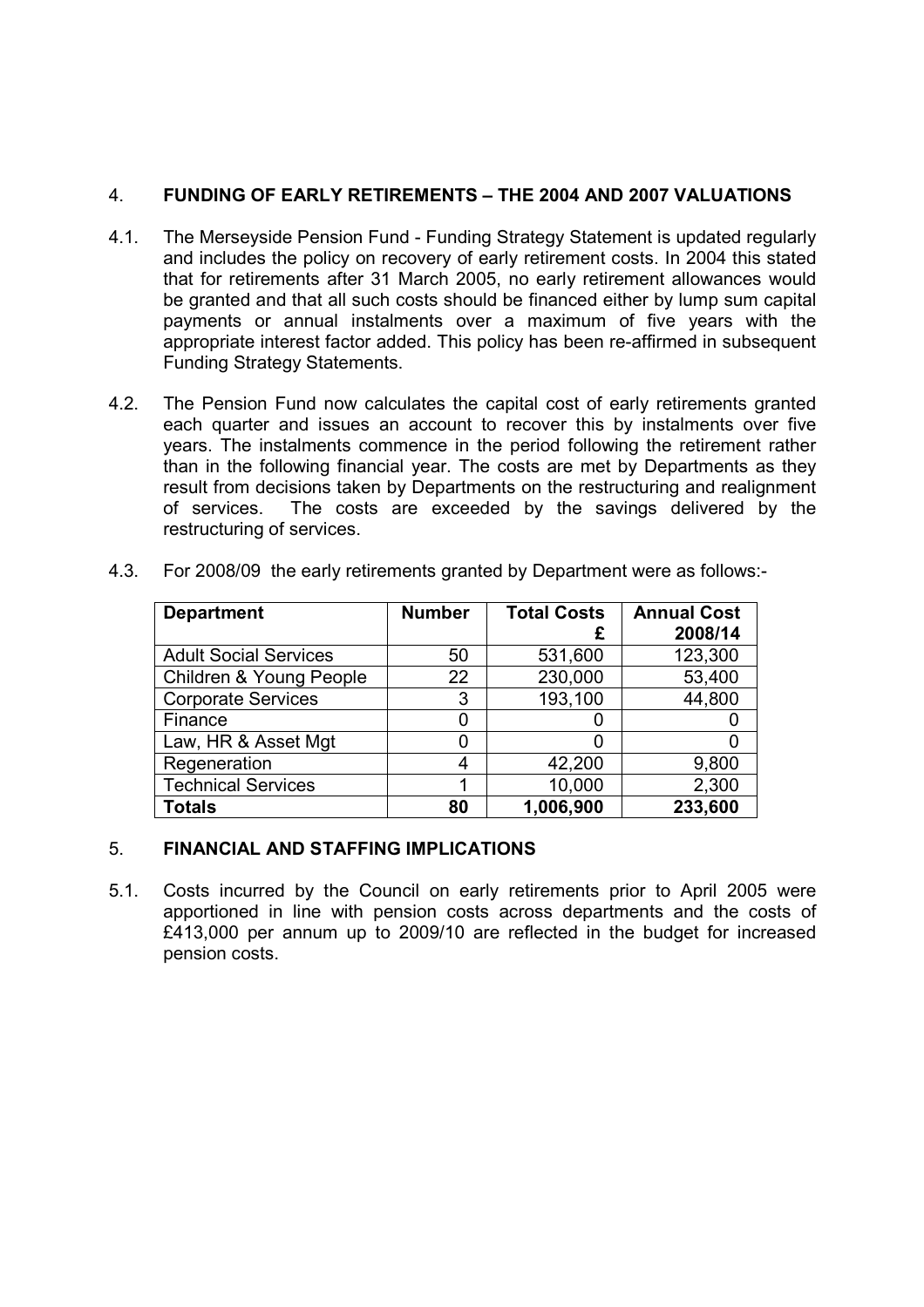## 4. FUNDING OF EARLY RETIREMENTS – THE 2004 AND 2007 VALUATIONS

4.1. The Merseyside Pension Fund - Funding Strategy Statement is updated regularly and includes the policy on recovery of early retirement costs. In 2004 this stated that for retirements after 31 March 2005, no early retirement allowances would be granted and that all such costs should be financed either by lump sum capital payments or annual instalments over a maximum of five years with the appropriate interest factor added. This policy has been re-affirmed in subsequent Funding Strategy Statements.

4.2. The Pension Fund now calculates the capital cost of early retirements granted each quarter and issues an account to recover this by instalments over five years. The instalments commence in the period following the retirement rather than in the following financial year. The costs are met by Departments as they result from decisions taken by Departments on the restructuring and realignment of services. The costs are exceeded by the savings delivered by the restructuring of services.

4.3. For 2008/09 the early retirements granted by Department were as follows:-

| Department | Number | Total Costs £ | Annual Cost 2008/14 |
|---|---|---|---|
| Adult Social Services | 50 | 531,600 | 123,300 |
| Children & Young People | 22 | 230,000 | 53,400 |
| Corporate Services | 3 | 193,100 | 44,800 |
| Finance | 0 | 0 | 0 |
| Law, HR & Asset Mgt | 0 | 0 | 0 |
| Regeneration | 4 | 42,200 | 9,800 |
| Technical Services | 1 | 10,000 | 2,300 |
| **Totals** | **80** | **1,006,900** | **233,600** |

## 5. FINANCIAL AND STAFFING IMPLICATIONS

5.1. Costs incurred by the Council on early retirements prior to April 2005 were apportioned in line with pension costs across departments and the costs of £413,000 per annum up to 2009/10 are reflected in the budget for increased pension costs.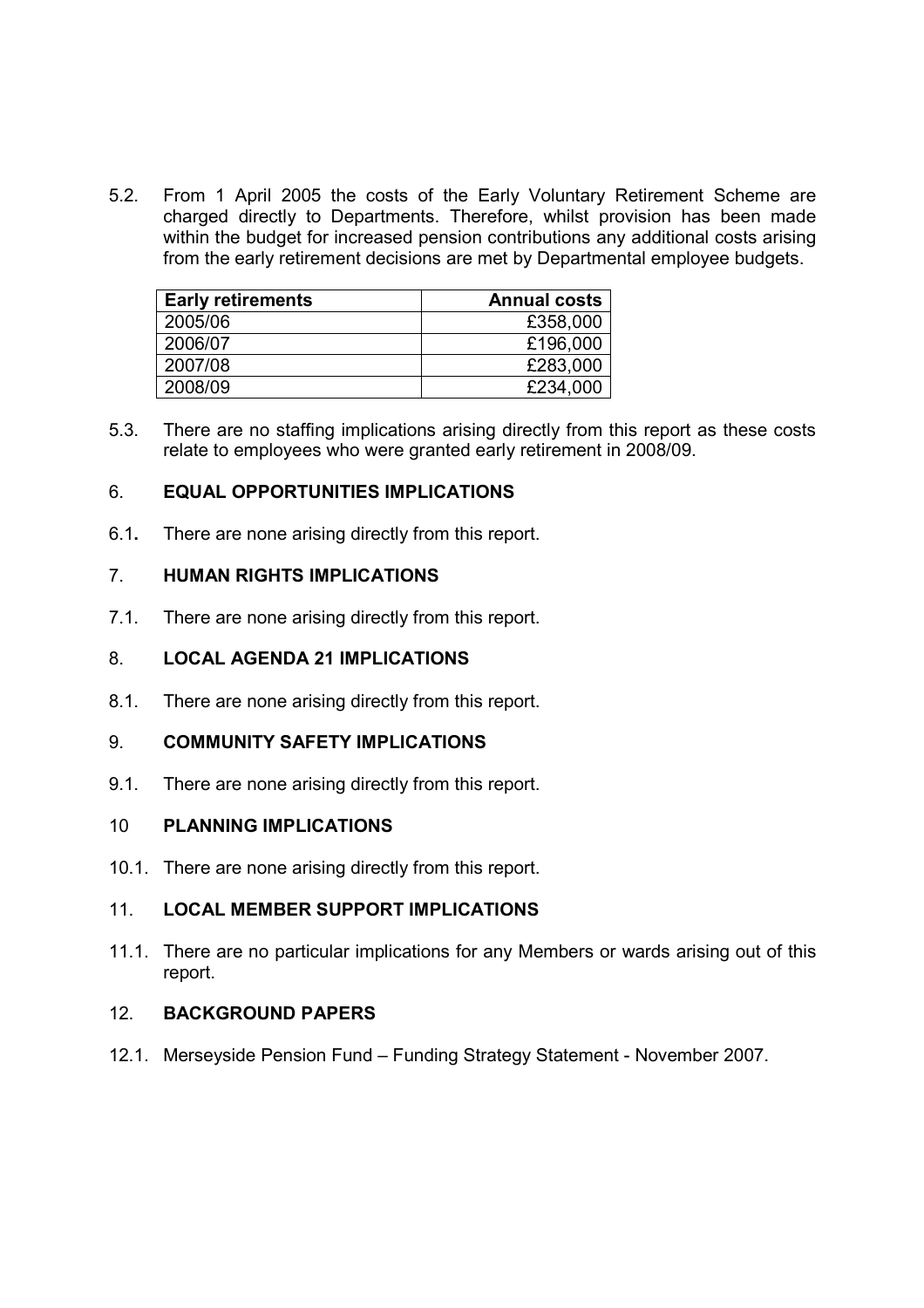5.2. From 1 April 2005 the costs of the Early Voluntary Retirement Scheme are charged directly to Departments. Therefore, whilst provision has been made within the budget for increased pension contributions any additional costs arising from the early retirement decisions are met by Departmental employee budgets.

| Early retirements | Annual costs |
|---|---:|
| 2005/06 | £358,000 |
| 2006/07 | £196,000 |
| 2007/08 | £283,000 |
| 2008/09 | £234,000 |

5.3. There are no staffing implications arising directly from this report as these costs relate to employees who were granted early retirement in 2008/09.

## 6. EQUAL OPPORTUNITIES IMPLICATIONS

6.1. There are none arising directly from this report.

## 7. HUMAN RIGHTS IMPLICATIONS

7.1. There are none arising directly from this report.

## 8. LOCAL AGENDA 21 IMPLICATIONS

8.1. There are none arising directly from this report.

## 9. COMMUNITY SAFETY IMPLICATIONS

9.1. There are none arising directly from this report.

## 10 PLANNING IMPLICATIONS

10.1. There are none arising directly from this report.

## 11. LOCAL MEMBER SUPPORT IMPLICATIONS

11.1. There are no particular implications for any Members or wards arising out of this report.

## 12. BACKGROUND PAPERS

12.1. Merseyside Pension Fund – Funding Strategy Statement - November 2007.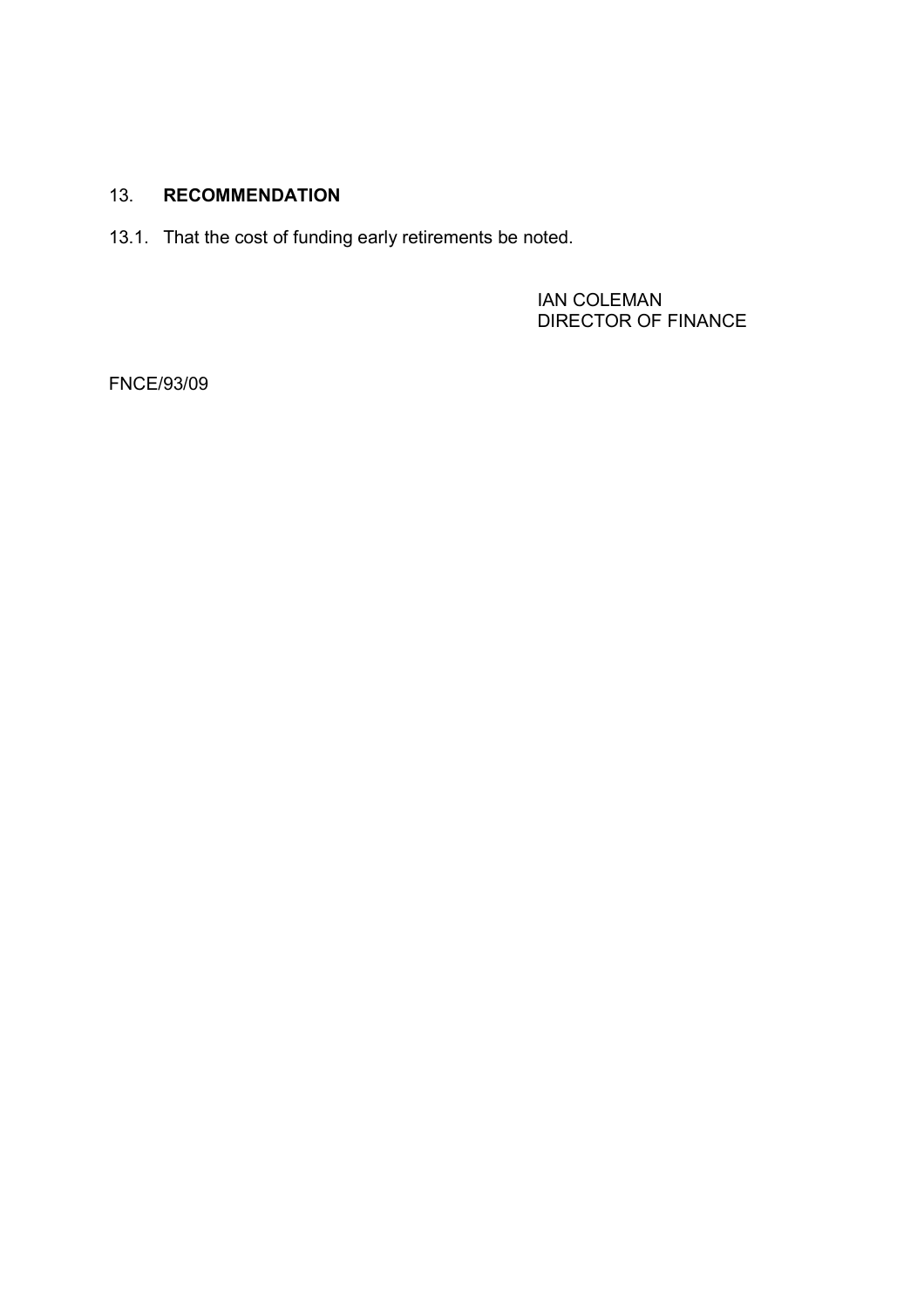## 13. **RECOMMENDATION**

13.1. That the cost of funding early retirements be noted.

IAN COLEMAN
DIRECTOR OF FINANCE

FNCE/93/09